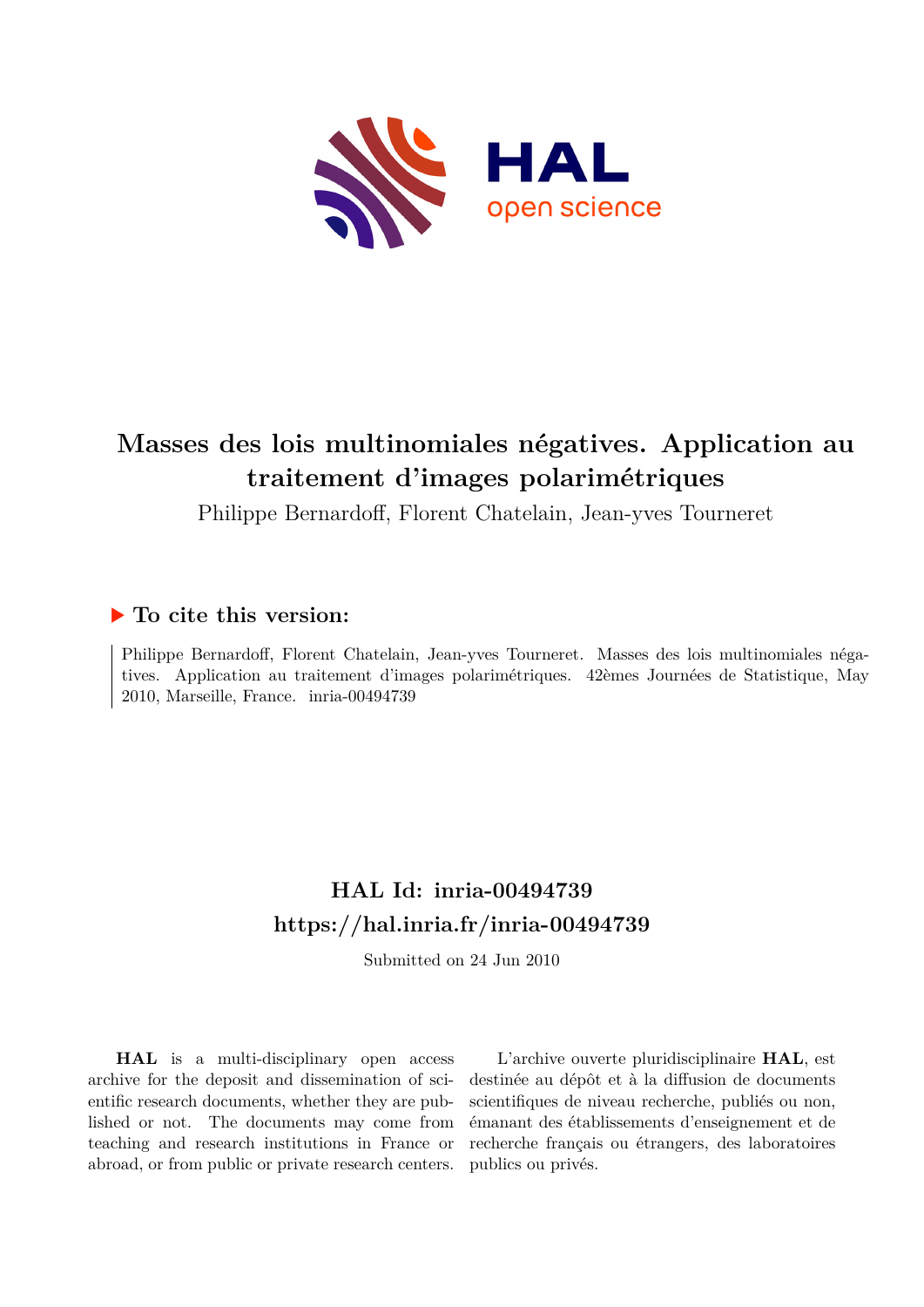# Masses des lois multinomiales négatives. Application au traitement d'images polarimétriques

Philippe Bernardoff, Florent Chatelain, Jean-yves Tourneret

## ▶ To cite this version:

Philippe Bernardoff, Florent Chatelain, Jean-yves Tourneret. Masses des lois multinomiales négatives. Application au traitement d'images polarimétriques. 42èmes Journées de Statistique, May 2010, Marseille, France. inria-00494739

## HAL Id: inria-00494739
## https://hal.inria.fr/inria-00494739

Submitted on 24 Jun 2010

**HAL** is a multi-disciplinary open access archive for the deposit and dissemination of scientific research documents, whether they are published or not. The documents may come from teaching and research institutions in France or abroad, or from public or private research centers.

L'archive ouverte pluridisciplinaire **HAL**, est destinée au dépôt et à la diffusion de documents scientifiques de niveau recherche, publiés ou non, émanant des établissements d'enseignement et de recherche français ou étrangers, des laboratoires publics ou privés.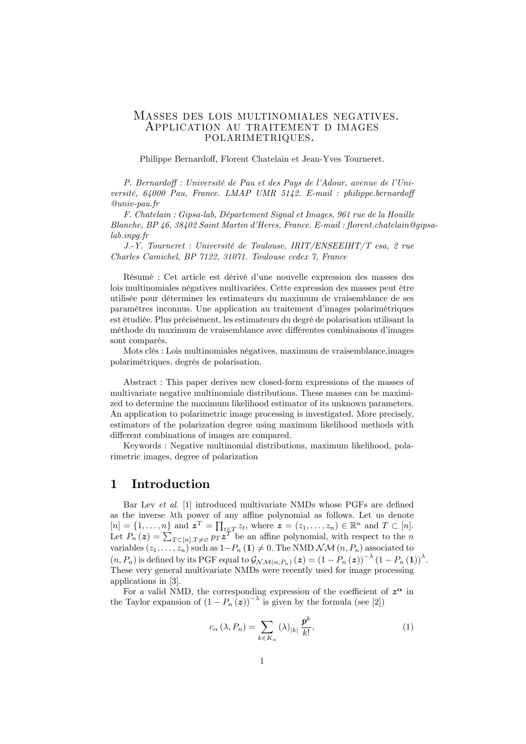# Masses des lois multinomiales negatives. Application au traitement d images polarimetriques.

Philippe Bernardoff, Florent Chatelain et Jean-Yves Tourneret.

*P. Bernardoff : Université de Pau et des Pays de l'Adour, avenue de l'Université, 64000 Pau, France. LMAP UMR 5142. E-mail : philippe.bernardoff @univ-pau.fr*

*F. Chatelain : Gipsa-lab, Département Signal et Images, 961 rue de la Houille Blanche, BP 46, 38402 Saint Martin d'Heres, France. E-mail : florent.chatelain@gipsa-lab.inpg.fr*

*J.-Y. Tourneret : Université de Toulouse, IRIT/ENSEEIHT/T esa, 2 rue Charles Camichel, BP 7122, 31071. Toulouse cedex 7, France*

Résumé : Cet article est dérivé d'une nouvelle expression des masses des lois multinomiales négatives multivariées. Cette expression des masses peut être utilisée pour déterminer les estimateurs du maximum de vraisemblance de ses paramètres inconnus. Une application au traitement d'images polarimétriques est étudiée. Plus précisément, les estimateurs du degré de polarisation utilisant la méthode du maximum de vraisemblance avec différentes combinaisons d'images sont comparés.

Mots clés : Lois multinomiales négatives, maximum de vraisemblance,images polarimétriques, degrés de polarisation.

Abstract : This paper derives new closed-form expressions of the masses of multivariate negative multinomiale distributions. These masses can be maximized to determine the maximum likelihood estimator of its unknown parameters. An application to polarimetric image processing is investigated. More precisely, estimators of the polarization degree using maximum likelihood methods with different combinations of images are compared.

Keywords : Negative multinomial distributions, maximum likelihood, polarimetric images, degree of polarization

## 1 Introduction

Bar Lev *et al.* [1] introduced multivariate NMDs whose PGFs are defined as the inverse $\lambda$th power of any affine polynomial as follows. Let us denote $[n] = \{1, \ldots, n\}$ and $\boldsymbol{z}^T = \prod_{t \in T} z_t$, where $\boldsymbol{z} = (z_1, \ldots, z_n) \in \mathbb{R}^n$ and $T \subset [n]$. Let $P_n(\boldsymbol{z}) = \sum_{T \subset [n], T \neq \varnothing} p_T \boldsymbol{z}^T$ be an affine polynomial, with respect to the $n$ variables $(z_1, \ldots, z_n)$ such as $1 - P_n(\mathbf{1}) \neq 0$. The NMD $\mathcal{NM}(n, P_n)$ associated to $(n, P_n)$ is defined by its PGF equal to $\mathcal{G}_{\mathcal{NM}(n,P_n)}(\boldsymbol{z}) = (1 - P_n(\boldsymbol{z}))^{-\lambda} (1 - P_n(\mathbf{1}))^{\lambda}$. These very general multivariate NMDs were recently used for image processing applications in [3].

For a valid NMD, the corresponding expression of the coefficient of $\boldsymbol{z}^{\boldsymbol{\alpha}}$ in the Taylor expansion of $(1 - P_n(\boldsymbol{z}))^{-\lambda}$ is given by the formula (see [2])

$$c_\alpha(\lambda, P_n) = \sum_{k \in K_\alpha} (\lambda)_{|k|} \frac{\boldsymbol{p}^k}{k!}, \tag{1}$$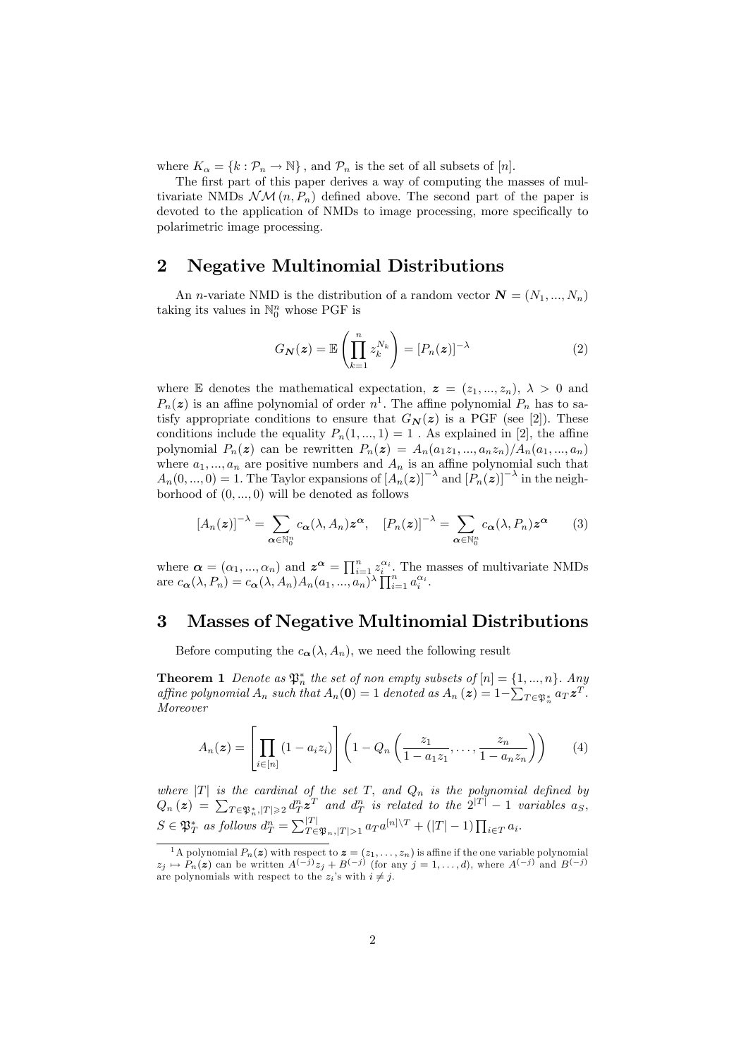where $K_\alpha = \{k : \mathcal{P}_n \to \mathbb{N}\}$ , and $\mathcal{P}_n$ is the set of all subsets of $[n]$.

The first part of this paper derives a way of computing the masses of multivariate NMDs $\mathcal{NM}(n, P_n)$ defined above. The second part of the paper is devoted to the application of NMDs to image processing, more specifically to polarimetric image processing.

## 2 Negative Multinomial Distributions

An $n$-variate NMD is the distribution of a random vector $\boldsymbol{N} = (N_1, ..., N_n)$ taking its values in $\mathbb{N}_0^n$ whose PGF is

$$G_{\boldsymbol{N}}(\boldsymbol{z}) = \mathbb{E}\left(\prod_{k=1}^{n} z_k^{N_k}\right) = [P_n(\boldsymbol{z})]^{-\lambda} \tag{2}$$

where $\mathbb{E}$ denotes the mathematical expectation, $\boldsymbol{z} = (z_1, ..., z_n)$, $\lambda > 0$ and $P_n(\boldsymbol{z})$ is an affine polynomial of order $n$[1]. The affine polynomial $P_n$ has to satisfy appropriate conditions to ensure that $G_{\boldsymbol{N}}(\boldsymbol{z})$ is a PGF (see [2]). These conditions include the equality $P_n(1, ..., 1) = 1$ . As explained in [2], the affine polynomial $P_n(\boldsymbol{z})$ can be rewritten $P_n(\boldsymbol{z}) = A_n(a_1 z_1, ..., a_n z_n)/A_n(a_1, ..., a_n)$ where $a_1, ..., a_n$ are positive numbers and $A_n$ is an affine polynomial such that $A_n(0, ..., 0) = 1$. The Taylor expansions of $[A_n(\boldsymbol{z})]^{-\lambda}$ and $[P_n(\boldsymbol{z})]^{-\lambda}$ in the neighborhood of $(0, ..., 0)$ will be denoted as follows

$$[A_n(\boldsymbol{z})]^{-\lambda} = \sum_{\boldsymbol{\alpha} \in \mathbb{N}_0^n} c_{\boldsymbol{\alpha}}(\lambda, A_n) \boldsymbol{z}^{\boldsymbol{\alpha}}, \quad [P_n(\boldsymbol{z})]^{-\lambda} = \sum_{\boldsymbol{\alpha} \in \mathbb{N}_0^n} c_{\boldsymbol{\alpha}}(\lambda, P_n) \boldsymbol{z}^{\boldsymbol{\alpha}} \tag{3}$$

where $\boldsymbol{\alpha} = (\alpha_1, ..., \alpha_n)$ and $\boldsymbol{z}^{\boldsymbol{\alpha}} = \prod_{i=1}^n z_i^{\alpha_i}$. The masses of multivariate NMDs are $c_{\boldsymbol{\alpha}}(\lambda, P_n) = c_{\boldsymbol{\alpha}}(\lambda, A_n) A_n(a_1, ..., a_n)^{\lambda} \prod_{i=1}^n a_i^{\alpha_i}$.

## 3 Masses of Negative Multinomial Distributions

Before computing the $c_{\boldsymbol{\alpha}}(\lambda, A_n)$, we need the following result

**Theorem 1** *Denote as $\mathfrak{P}_n^*$ the set of non empty subsets of $[n] = \{1, ..., n\}$. Any affine polynomial $A_n$ such that $A_n(\mathbf{0}) = 1$ denoted as $A_n(\boldsymbol{z}) = 1 - \sum_{T \in \mathfrak{P}_n^*} a_T \boldsymbol{z}^T$. Moreover*

$$A_n(\boldsymbol{z}) = \left[\prod_{i \in [n]} (1 - a_i z_i)\right] \left(1 - Q_n\left(\frac{z_1}{1 - a_1 z_1}, \ldots, \frac{z_n}{1 - a_n z_n}\right)\right) \tag{4}$$

*where $|T|$ is the cardinal of the set $T$, and $Q_n$ is the polynomial defined by $Q_n(\boldsymbol{z}) = \sum_{T \in \mathfrak{P}_n^*, |T| \geqslant 2} d_T^n \boldsymbol{z}^T$ and $d_T^n$ is related to the $2^{|T|} - 1$ variables $a_S$, $S \in \mathfrak{P}_T^*$ as follows $d_T^n = \sum_{T \in \mathfrak{P}_n, |T| > 1}^{|T|} a_T a^{[n] \setminus T} + (|T| - 1) \prod_{i \in T} a_i$.*

[1] A polynomial $P_n(\boldsymbol{z})$ with respect to $\boldsymbol{z} = (z_1, \ldots, z_n)$ is affine if the one variable polynomial $z_j \mapsto P_n(\boldsymbol{z})$ can be written $A^{(-j)} z_j + B^{(-j)}$ (for any $j = 1, \ldots, d$), where $A^{(-j)}$ and $B^{(-j)}$ are polynomials with respect to the $z_i$'s with $i \neq j$.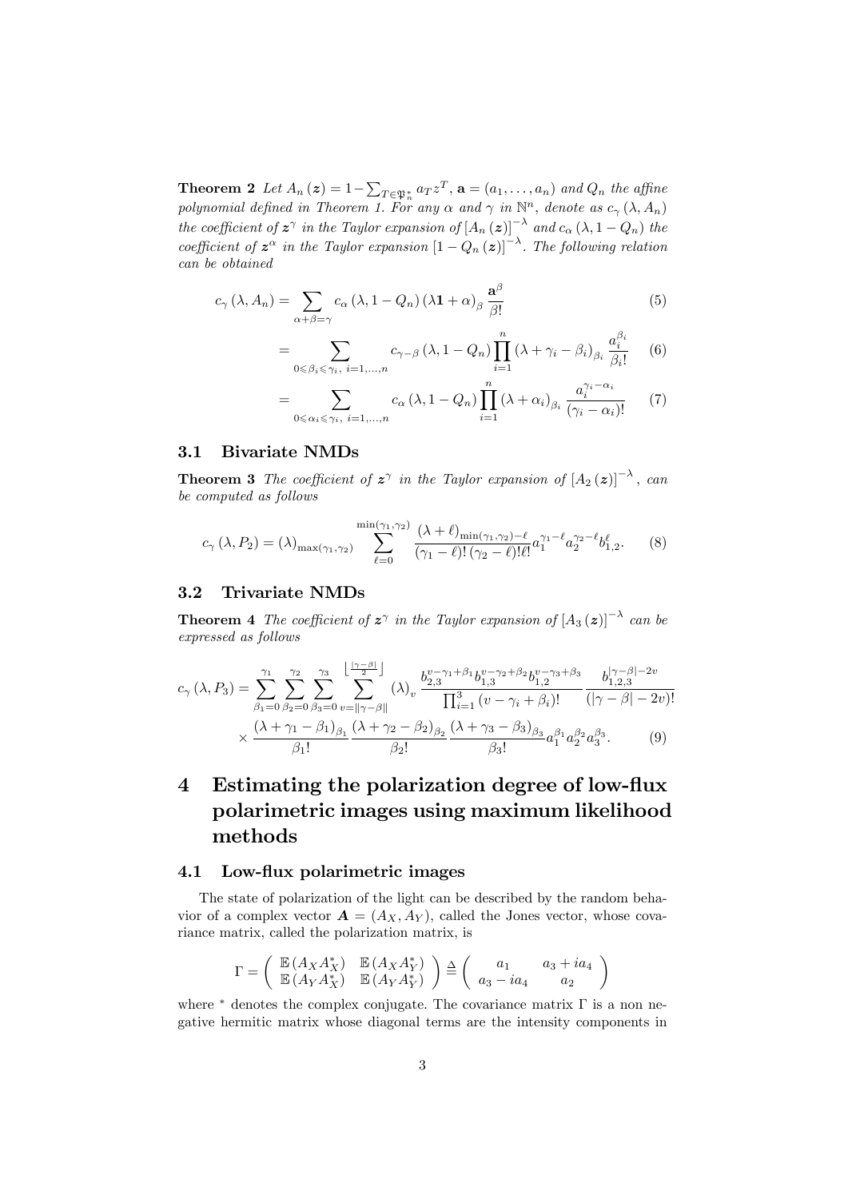**Theorem 2** *Let $A_n(\boldsymbol{z}) = 1 - \sum_{T \in \mathfrak{P}_n^*} a_T z^T$, $\mathbf{a} = (a_1, \ldots, a_n)$ and $Q_n$ the affine polynomial defined in Theorem 1. For any $\alpha$ and $\gamma$ in $\mathbb{N}^n$, denote as $c_\gamma(\lambda, A_n)$ the coefficient of $\boldsymbol{z}^\gamma$ in the Taylor expansion of $[A_n(\boldsymbol{z})]^{-\lambda}$ and $c_\alpha(\lambda, 1 - Q_n)$ the coefficient of $\boldsymbol{z}^\alpha$ in the Taylor expansion $[1 - Q_n(\boldsymbol{z})]^{-\lambda}$. The following relation can be obtained*

$$c_\gamma(\lambda, A_n) = \sum_{\alpha + \beta = \gamma} c_\alpha(\lambda, 1 - Q_n)(\lambda \mathbf{1} + \alpha)_\beta \frac{\mathbf{a}^\beta}{\beta!} \tag{5}$$

$$= \sum_{0 \leqslant \beta_i \leqslant \gamma_i,\ i=1,\ldots,n} c_{\gamma - \beta}(\lambda, 1 - Q_n) \prod_{i=1}^{n} (\lambda + \gamma_i - \beta_i)_{\beta_i} \frac{a_i^{\beta_i}}{\beta_i!} \tag{6}$$

$$= \sum_{0 \leqslant \alpha_i \leqslant \gamma_i,\ i=1,\ldots,n} c_\alpha(\lambda, 1 - Q_n) \prod_{i=1}^{n} (\lambda + \alpha_i)_{\beta_i} \frac{a_i^{\gamma_i - \alpha_i}}{(\gamma_i - \alpha_i)!} \tag{7}$$

## 3.1 Bivariate NMDs

**Theorem 3** *The coefficient of $\boldsymbol{z}^\gamma$ in the Taylor expansion of $[A_2(\boldsymbol{z})]^{-\lambda}$, can be computed as follows*

$$c_\gamma(\lambda, P_2) = (\lambda)_{\max(\gamma_1, \gamma_2)} \sum_{\ell=0}^{\min(\gamma_1, \gamma_2)} \frac{(\lambda + \ell)_{\min(\gamma_1, \gamma_2) - \ell}}{(\gamma_1 - \ell)!(\gamma_2 - \ell)!\ell!} a_1^{\gamma_1 - \ell} a_2^{\gamma_2 - \ell} b_{1,2}^{\ell}. \tag{8}$$

## 3.2 Trivariate NMDs

**Theorem 4** *The coefficient of $\boldsymbol{z}^\gamma$ in the Taylor expansion of $[A_3(\boldsymbol{z})]^{-\lambda}$ can be expressed as follows*

$$c_\gamma(\lambda, P_3) = \sum_{\beta_1=0}^{\gamma_1} \sum_{\beta_2=0}^{\gamma_2} \sum_{\beta_3=0}^{\gamma_3} \sum_{v=\|\gamma-\beta\|}^{\left\lfloor \frac{|\gamma-\beta|}{2} \right\rfloor} (\lambda)_v \frac{b_{2,3}^{v-\gamma_1+\beta_1} b_{1,3}^{v-\gamma_2+\beta_2} b_{1,2}^{v-\gamma_3+\beta_3}}{\prod_{i=1}^{3}(v - \gamma_i + \beta_i)!} \frac{b_{1,2,3}^{|\gamma-\beta|-2v}}{(|\gamma-\beta| - 2v)!}$$
$$\times \frac{(\lambda + \gamma_1 - \beta_1)_{\beta_1}}{\beta_1!} \frac{(\lambda + \gamma_2 - \beta_2)_{\beta_2}}{\beta_2!} \frac{(\lambda + \gamma_3 - \beta_3)_{\beta_3}}{\beta_3!} a_1^{\beta_1} a_2^{\beta_2} a_3^{\beta_3}. \tag{9}$$

# 4 Estimating the polarization degree of low-flux polarimetric images using maximum likelihood methods

## 4.1 Low-flux polarimetric images

The state of polarization of the light can be described by the random behavior of a complex vector $\boldsymbol{A} = (A_X, A_Y)$, called the Jones vector, whose covariance matrix, called the polarization matrix, is

$$\Gamma = \begin{pmatrix} \mathbb{E}(A_X A_X^*) & \mathbb{E}(A_X A_Y^*) \\ \mathbb{E}(A_Y A_X^*) & \mathbb{E}(A_Y A_Y^*) \end{pmatrix} \triangleq \begin{pmatrix} a_1 & a_3 + ia_4 \\ a_3 - ia_4 & a_2 \end{pmatrix}$$

where $^*$ denotes the complex conjugate. The covariance matrix $\Gamma$ is a non negative hermitic matrix whose diagonal terms are the intensity components in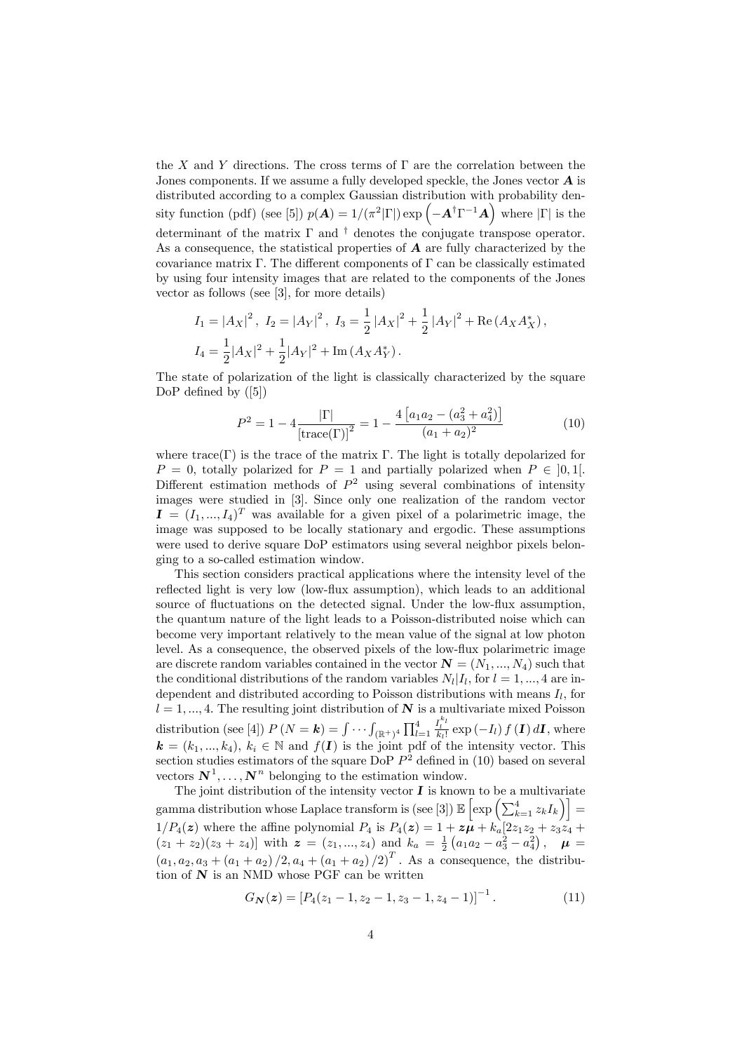the $X$ and $Y$ directions. The cross terms of $\Gamma$ are the correlation between the Jones components. If we assume a fully developed speckle, the Jones vector $\boldsymbol{A}$ is distributed according to a complex Gaussian distribution with probability density function (pdf) (see [5]) $p(\boldsymbol{A}) = 1/(\pi^2|\Gamma|)\exp\left(-\boldsymbol{A}^\dagger\Gamma^{-1}\boldsymbol{A}\right)$ where $|\Gamma|$ is the determinant of the matrix $\Gamma$ and $^\dagger$ denotes the conjugate transpose operator. As a consequence, the statistical properties of $\boldsymbol{A}$ are fully characterized by the covariance matrix $\Gamma$. The different components of $\Gamma$ can be classically estimated by using four intensity images that are related to the components of the Jones vector as follows (see [3], for more details)

$$
\begin{aligned}
&I_1 = |A_X|^2\,,\ I_2 = |A_Y|^2\,,\ I_3 = \frac{1}{2}|A_X|^2 + \frac{1}{2}|A_Y|^2 + \mathrm{Re}\left(A_X A_X^*\right),\\
&I_4 = \frac{1}{2}|A_X|^2 + \frac{1}{2}|A_Y|^2 + \mathrm{Im}\left(A_X A_Y^*\right).
\end{aligned}
$$

The state of polarization of the light is classically characterized by the square DoP defined by ([5])

$$
P^2 = 1 - 4\frac{|\Gamma|}{[\mathrm{trace}(\Gamma)]^2} = 1 - \frac{4\left[a_1 a_2 - (a_3^2 + a_4^2)\right]}{(a_1 + a_2)^2} \tag{10}
$$

where trace$(\Gamma)$ is the trace of the matrix $\Gamma$. The light is totally depolarized for $P = 0$, totally polarized for $P = 1$ and partially polarized when $P \in ]0, 1[$. Different estimation methods of $P^2$ using several combinations of intensity images were studied in [3]. Since only one realization of the random vector $\boldsymbol{I} = (I_1, ..., I_4)^T$ was available for a given pixel of a polarimetric image, the image was supposed to be locally stationary and ergodic. These assumptions were used to derive square DoP estimators using several neighbor pixels belonging to a so-called estimation window.

This section considers practical applications where the intensity level of the reflected light is very low (low-flux assumption), which leads to an additional source of fluctuations on the detected signal. Under the low-flux assumption, the quantum nature of the light leads to a Poisson-distributed noise which can become very important relatively to the mean value of the signal at low photon level. As a consequence, the observed pixels of the low-flux polarimetric image are discrete random variables contained in the vector $\boldsymbol{N} = (N_1, ..., N_4)$ such that the conditional distributions of the random variables $N_l|I_l$, for $l = 1, ..., 4$ are independent and distributed according to Poisson distributions with means $I_l$, for $l = 1, ..., 4$. The resulting joint distribution of $\boldsymbol{N}$ is a multivariate mixed Poisson distribution (see [4]) $P\left(N = \boldsymbol{k}\right) = \int\cdots\int_{(\mathbb{R}^+)^4}\prod_{l=1}^4 \frac{I_l^{k_l}}{k_l!}\exp\left(-I_l\right) f\left(\boldsymbol{I}\right) d\boldsymbol{I}$, where $\boldsymbol{k} = (k_1, ..., k_4)$, $k_i \in \mathbb{N}$ and $f(\boldsymbol{I})$ is the joint pdf of the intensity vector. This section studies estimators of the square DoP $P^2$ defined in (10) based on several vectors $\boldsymbol{N}^1, \ldots, \boldsymbol{N}^n$ belonging to the estimation window.

The joint distribution of the intensity vector $\boldsymbol{I}$ is known to be a multivariate gamma distribution whose Laplace transform is (see [3]) $\mathbb{E}\left[\exp\left(\sum_{k=1}^4 z_k I_k\right)\right] = 1/P_4(\boldsymbol{z})$ where the affine polynomial $P_4$ is $P_4(\boldsymbol{z}) = 1 + \boldsymbol{z}\boldsymbol{\mu} + k_a[2z_1z_2 + z_3z_4 + (z_1 + z_2)(z_3 + z_4)]$ with $\boldsymbol{z} = (z_1, ..., z_4)$ and $k_a = \frac{1}{2}\left(a_1a_2 - a_3^2 - a_4^2\right)$, $\boldsymbol{\mu} = \left(a_1, a_2, a_3 + (a_1 + a_2)/2, a_4 + (a_1 + a_2)/2\right)^T$. As a consequence, the distribution of $\boldsymbol{N}$ is an NMD whose PGF can be written

$$
G_{\boldsymbol{N}}(\boldsymbol{z}) = \left[P_4(z_1 - 1, z_2 - 1, z_3 - 1, z_4 - 1)\right]^{-1}. \tag{11}
$$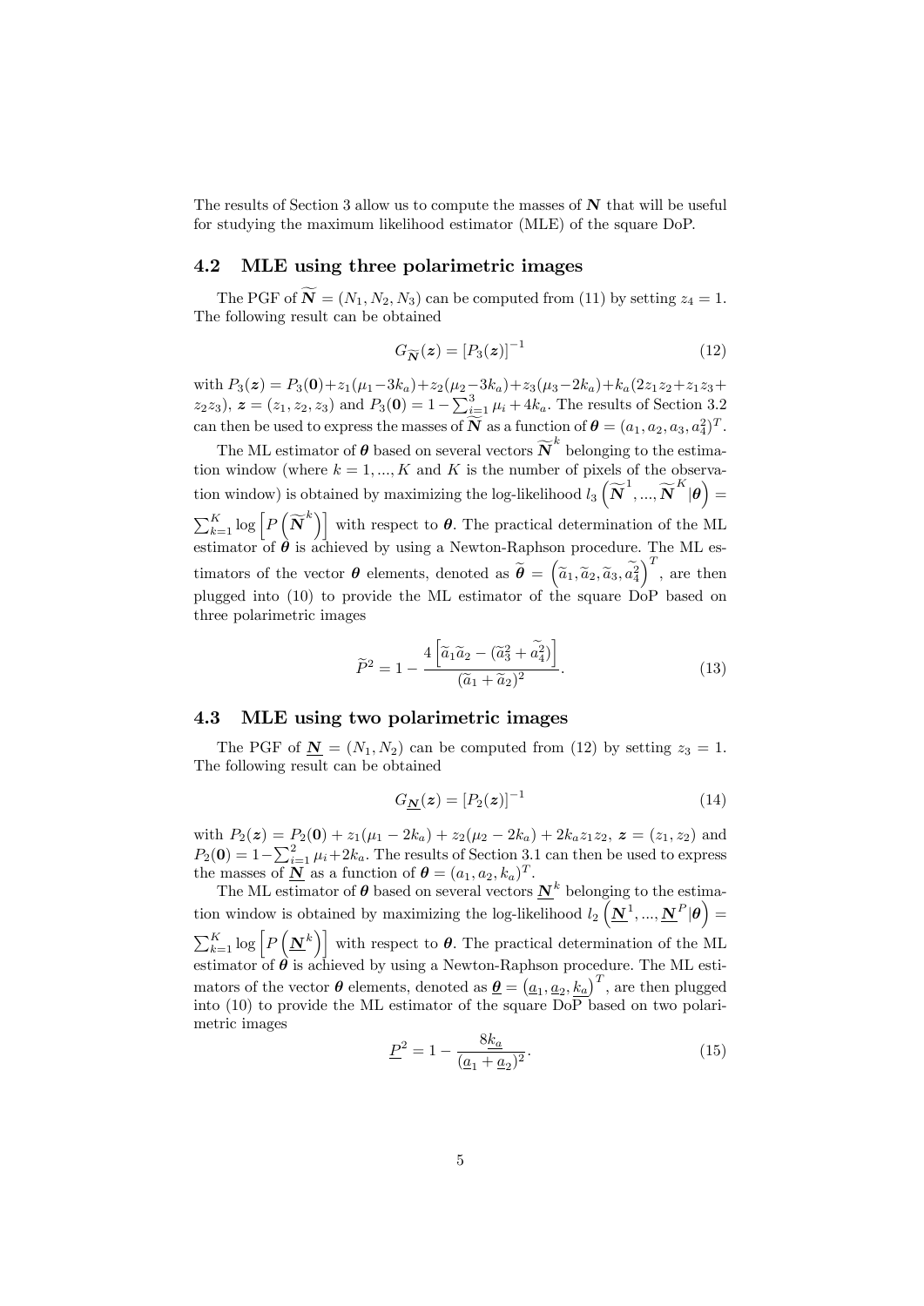The results of Section 3 allow us to compute the masses of $\boldsymbol{N}$ that will be useful for studying the maximum likelihood estimator (MLE) of the square DoP.

### 4.2 MLE using three polarimetric images

The PGF of $\widetilde{\boldsymbol{N}} = (N_1, N_2, N_3)$ can be computed from (11) by setting $z_4 = 1$. The following result can be obtained

$$G_{\widetilde{\boldsymbol{N}}}(\boldsymbol{z}) = \left[P_3(\boldsymbol{z})\right]^{-1} \tag{12}$$

with $P_3(\boldsymbol{z}) = P_3(\boldsymbol{0}) + z_1(\mu_1 - 3k_a) + z_2(\mu_2 - 3k_a) + z_3(\mu_3 - 2k_a) + k_a(2z_1z_2 + z_1z_3 + z_2z_3)$, $\boldsymbol{z} = (z_1, z_2, z_3)$ and $P_3(\boldsymbol{0}) = 1 - \sum_{i=1}^{3} \mu_i + 4k_a$. The results of Section 3.2 can then be used to express the masses of $\widetilde{\boldsymbol{N}}$ as a function of $\boldsymbol{\theta} = (a_1, a_2, a_3, a_4^2)^T$.

The ML estimator of $\boldsymbol{\theta}$ based on several vectors $\widetilde{\boldsymbol{N}}^k$ belonging to the estimation window (where $k = 1, ..., K$ and $K$ is the number of pixels of the observation window) is obtained by maximizing the log-likelihood $l_3\left(\widetilde{\boldsymbol{N}}^1, ..., \widetilde{\boldsymbol{N}}^K | \boldsymbol{\theta}\right) = \sum_{k=1}^{K} \log\left[P\left(\widetilde{\boldsymbol{N}}^k\right)\right]$ with respect to $\boldsymbol{\theta}$. The practical determination of the ML estimator of $\boldsymbol{\theta}$ is achieved by using a Newton-Raphson procedure. The ML estimators of the vector $\boldsymbol{\theta}$ elements, denoted as $\widetilde{\boldsymbol{\theta}} = \left(\widetilde{a}_1, \widetilde{a}_2, \widetilde{a}_3, \widetilde{a_4^2}\right)^T$, are then plugged into (10) to provide the ML estimator of the square DoP based on three polarimetric images

$$\widetilde{P}^2 = 1 - \frac{4\left[\widetilde{a}_1\widetilde{a}_2 - (\widetilde{a}_3^2 + \widetilde{a_4^2})\right]}{(\widetilde{a}_1 + \widetilde{a}_2)^2}. \tag{13}$$

### 4.3 MLE using two polarimetric images

The PGF of $\underline{\boldsymbol{N}} = (N_1, N_2)$ can be computed from (12) by setting $z_3 = 1$. The following result can be obtained

$$G_{\underline{\boldsymbol{N}}}(\boldsymbol{z}) = \left[P_2(\boldsymbol{z})\right]^{-1} \tag{14}$$

with $P_2(\boldsymbol{z}) = P_2(\boldsymbol{0}) + z_1(\mu_1 - 2k_a) + z_2(\mu_2 - 2k_a) + 2k_a z_1 z_2$, $\boldsymbol{z} = (z_1, z_2)$ and $P_2(\boldsymbol{0}) = 1 - \sum_{i=1}^{2} \mu_i + 2k_a$. The results of Section 3.1 can then be used to express the masses of $\underline{\boldsymbol{N}}$ as a function of $\boldsymbol{\theta} = (a_1, a_2, k_a)^T$.

The ML estimator of $\boldsymbol{\theta}$ based on several vectors $\underline{\boldsymbol{N}}^k$ belonging to the estimation window is obtained by maximizing the log-likelihood $l_2\left(\underline{\boldsymbol{N}}^1, ..., \underline{\boldsymbol{N}}^P | \boldsymbol{\theta}\right) = \sum_{k=1}^{K} \log\left[P\left(\underline{\boldsymbol{N}}^k\right)\right]$ with respect to $\boldsymbol{\theta}$. The practical determination of the ML estimator of $\boldsymbol{\theta}$ is achieved by using a Newton-Raphson procedure. The ML estimators of the vector $\boldsymbol{\theta}$ elements, denoted as $\underline{\boldsymbol{\theta}} = \left(\underline{a}_1, \underline{a}_2, \underline{k_a}\right)^T$, are then plugged into (10) to provide the ML estimator of the square DoP based on two polarimetric images

$$\underline{P}^2 = 1 - \frac{8\underline{k_a}}{(\underline{a}_1 + \underline{a}_2)^2}. \tag{15}$$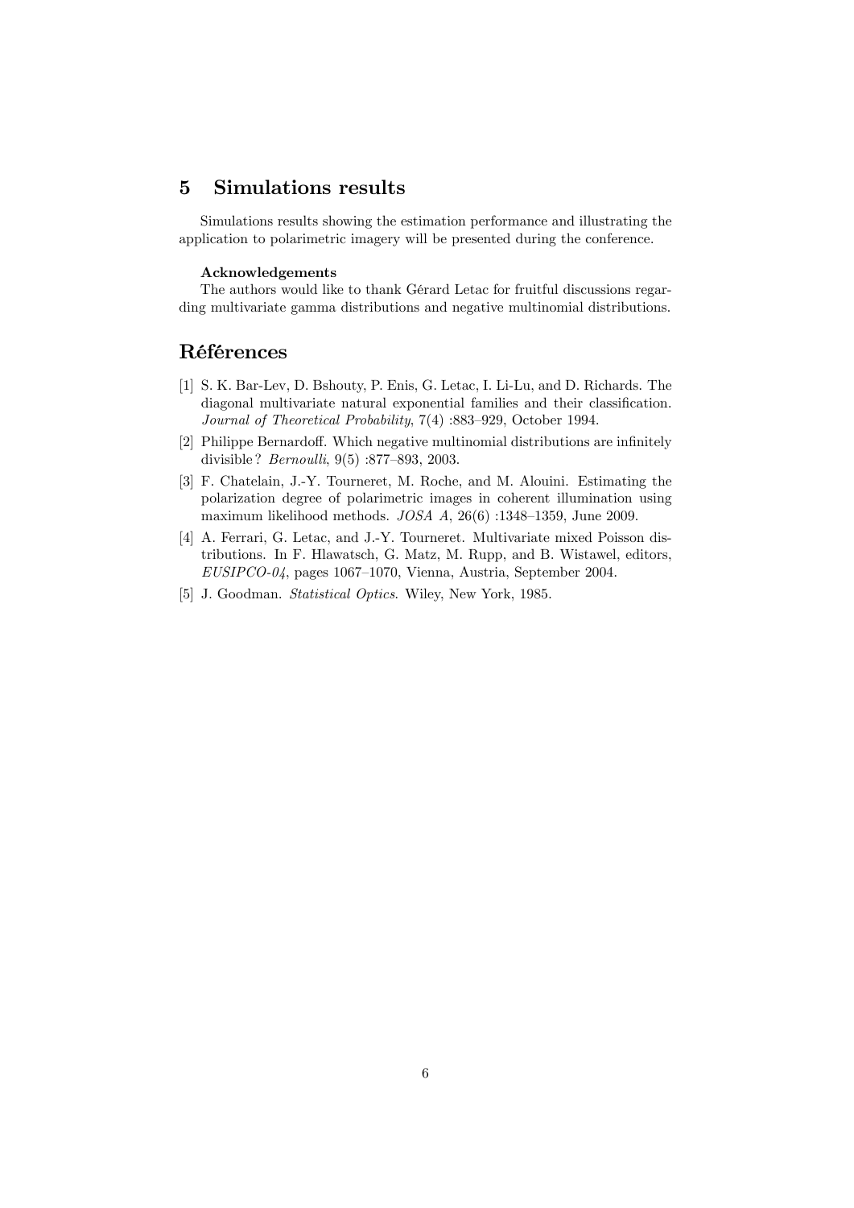## 5 Simulations results

Simulations results showing the estimation performance and illustrating the application to polarimetric imagery will be presented during the conference.

**Acknowledgements**

The authors would like to thank Gérard Letac for fruitful discussions regarding multivariate gamma distributions and negative multinomial distributions.

## Références

[1] S. K. Bar-Lev, D. Bshouty, P. Enis, G. Letac, I. Li-Lu, and D. Richards. The diagonal multivariate natural exponential families and their classification. *Journal of Theoretical Probability*, 7(4) :883–929, October 1994.

[2] Philippe Bernardoff. Which negative multinomial distributions are infinitely divisible ? *Bernoulli*, 9(5) :877–893, 2003.

[3] F. Chatelain, J.-Y. Tourneret, M. Roche, and M. Alouini. Estimating the polarization degree of polarimetric images in coherent illumination using maximum likelihood methods. *JOSA A*, 26(6) :1348–1359, June 2009.

[4] A. Ferrari, G. Letac, and J.-Y. Tourneret. Multivariate mixed Poisson distributions. In F. Hlawatsch, G. Matz, M. Rupp, and B. Wistawel, editors, *EUSIPCO-04*, pages 1067–1070, Vienna, Austria, September 2004.

[5] J. Goodman. *Statistical Optics*. Wiley, New York, 1985.